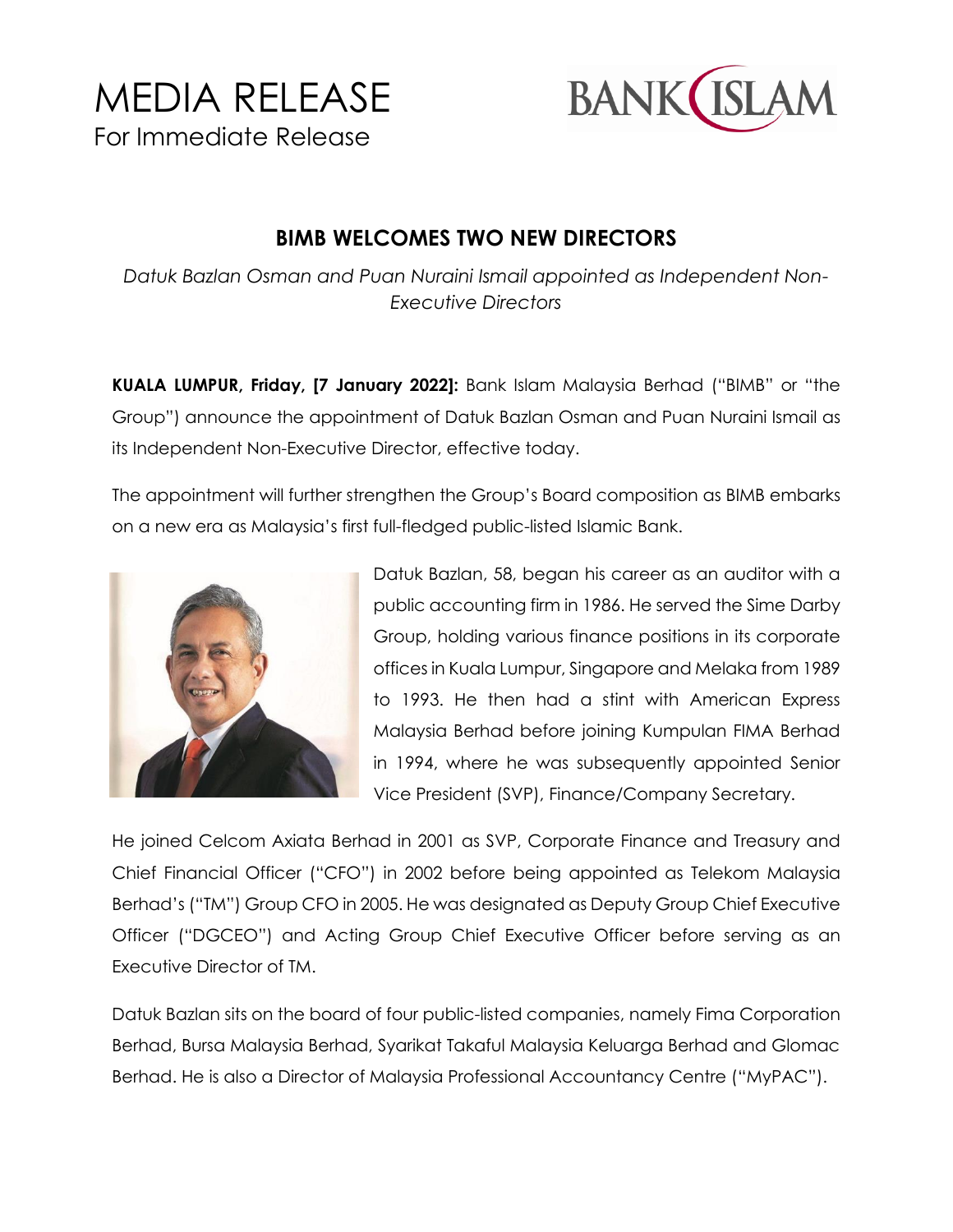# MEDIA RELEASE

For Immediate Release

BANK ISLAM

## BIMB WELCOMES TWO NEW DIRECTORS

*Datuk Bazlan Osman and Puan Nuraini Ismail appointed as Independent Non-Executive Directors*

**KUALA LUMPUR, Friday, [7 January 2022]:** Bank Islam Malaysia Berhad ("BIMB" or "the Group") announce the appointment of Datuk Bazlan Osman and Puan Nuraini Ismail as its Independent Non-Executive Director, effective today.

The appointment will further strengthen the Group's Board composition as BIMB embarks on a new era as Malaysia's first full-fledged public-listed Islamic Bank.

Datuk Bazlan, 58, began his career as an auditor with a public accounting firm in 1986. He served the Sime Darby Group, holding various finance positions in its corporate offices in Kuala Lumpur, Singapore and Melaka from 1989 to 1993. He then had a stint with American Express Malaysia Berhad before joining Kumpulan FIMA Berhad in 1994, where he was subsequently appointed Senior Vice President (SVP), Finance/Company Secretary.

He joined Celcom Axiata Berhad in 2001 as SVP, Corporate Finance and Treasury and Chief Financial Officer ("CFO") in 2002 before being appointed as Telekom Malaysia Berhad's ("TM") Group CFO in 2005. He was designated as Deputy Group Chief Executive Officer ("DGCEO") and Acting Group Chief Executive Officer before serving as an Executive Director of TM.

Datuk Bazlan sits on the board of four public-listed companies, namely Fima Corporation Berhad, Bursa Malaysia Berhad, Syarikat Takaful Malaysia Keluarga Berhad and Glomac Berhad. He is also a Director of Malaysia Professional Accountancy Centre ("MyPAC").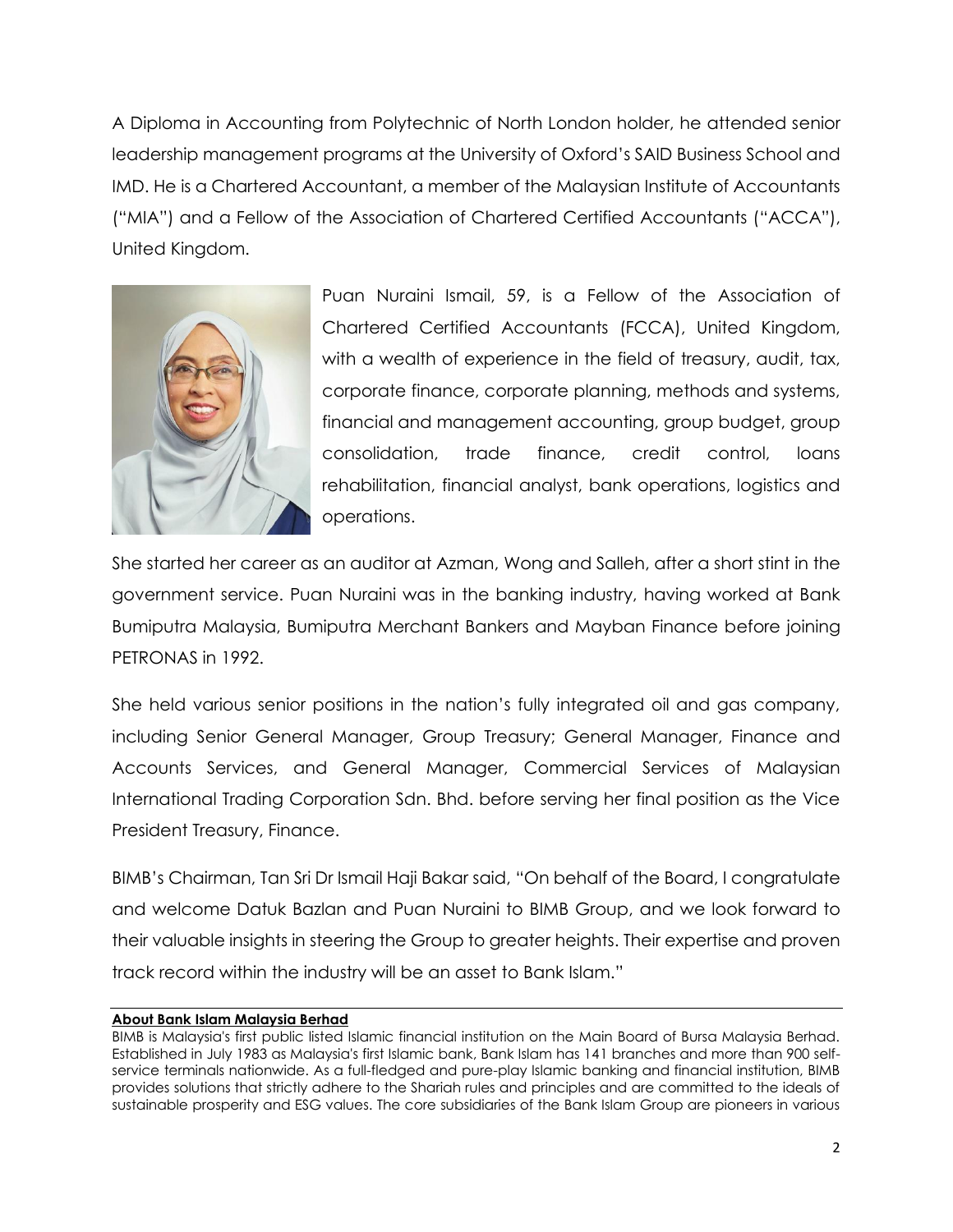A Diploma in Accounting from Polytechnic of North London holder, he attended senior leadership management programs at the University of Oxford's SAID Business School and IMD. He is a Chartered Accountant, a member of the Malaysian Institute of Accountants ("MIA") and a Fellow of the Association of Chartered Certified Accountants ("ACCA"), United Kingdom.

Puan Nuraini Ismail, 59, is a Fellow of the Association of Chartered Certified Accountants (FCCA), United Kingdom, with a wealth of experience in the field of treasury, audit, tax, corporate finance, corporate planning, methods and systems, financial and management accounting, group budget, group consolidation, trade finance, credit control, loans rehabilitation, financial analyst, bank operations, logistics and operations.

She started her career as an auditor at Azman, Wong and Salleh, after a short stint in the government service. Puan Nuraini was in the banking industry, having worked at Bank Bumiputra Malaysia, Bumiputra Merchant Bankers and Mayban Finance before joining PETRONAS in 1992.

She held various senior positions in the nation's fully integrated oil and gas company, including Senior General Manager, Group Treasury; General Manager, Finance and Accounts Services, and General Manager, Commercial Services of Malaysian International Trading Corporation Sdn. Bhd. before serving her final position as the Vice President Treasury, Finance.

BIMB's Chairman, Tan Sri Dr Ismail Haji Bakar said, "On behalf of the Board, I congratulate and welcome Datuk Bazlan and Puan Nuraini to BIMB Group, and we look forward to their valuable insights in steering the Group to greater heights. Their expertise and proven track record within the industry will be an asset to Bank Islam."

**About Bank Islam Malaysia Berhad**

BIMB is Malaysia's first public listed Islamic financial institution on the Main Board of Bursa Malaysia Berhad. Established in July 1983 as Malaysia's first Islamic bank, Bank Islam has 141 branches and more than 900 self-service terminals nationwide. As a full-fledged and pure-play Islamic banking and financial institution, BIMB provides solutions that strictly adhere to the Shariah rules and principles and are committed to the ideals of sustainable prosperity and ESG values. The core subsidiaries of the Bank Islam Group are pioneers in various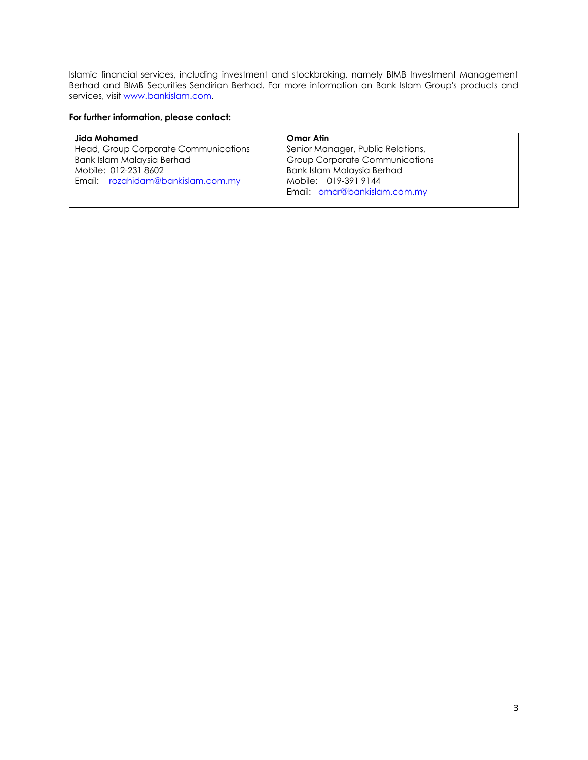Islamic financial services, including investment and stockbroking, namely BIMB Investment Management Berhad and BIMB Securities Sendirian Berhad. For more information on Bank Islam Group's products and services, visit www.bankislam.com.

**For further information, please contact:**

| | |
|---|---|
| **Jida Mohamed**<br>Head, Group Corporate Communications<br>Bank Islam Malaysia Berhad<br>Mobile: 012-231 8602<br>Email: rozahidam@bankislam.com.my | **Omar Atin**<br>Senior Manager, Public Relations,<br>Group Corporate Communications<br>Bank Islam Malaysia Berhad<br>Mobile: 019-391 9144<br>Email: omar@bankislam.com.my |